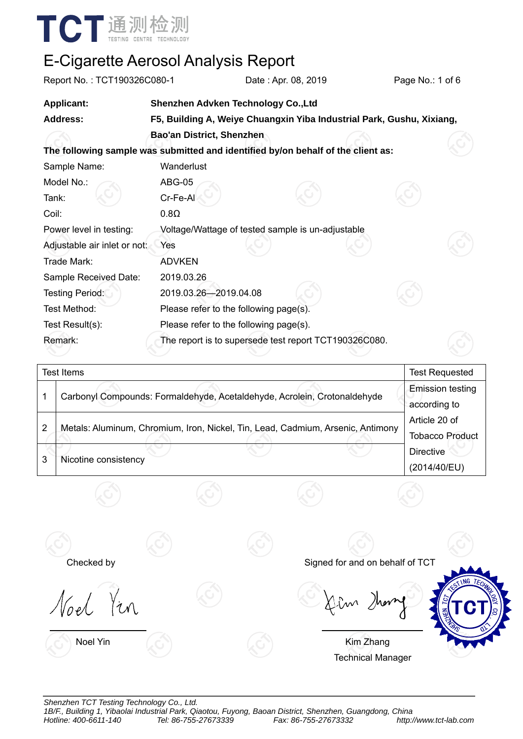TCT 通测检测 TESTING CENTRE TECHNOLOGY

# E-Cigarette Aerosol Analysis Report

Report No. : TCT190326C080-1 Date : Apr. 08, 2019 Page No.: 1 of 6

**Applicant:** **Shenzhen Advken Technology Co.,Ltd**

**Address:** **F5, Building A, Weiye Chuangxin Yiba Industrial Park, Gushu, Xixiang, Bao'an District, Shenzhen**

**The following sample was submitted and identified by/on behalf of the client as:**

| | |
|---|---|
| Sample Name: | Wanderlust |
| Model No.: | ABG-05 |
| Tank: | Cr-Fe-Al |
| Coil: | 0.8Ω |
| Power level in testing: | Voltage/Wattage of tested sample is un-adjustable |
| Adjustable air inlet or not: | Yes |
| Trade Mark: | ADVKEN |
| Sample Received Date: | 2019.03.26 |
| Testing Period: | 2019.03.26—2019.04.08 |
| Test Method: | Please refer to the following page(s). |
| Test Result(s): | Please refer to the following page(s). |
| Remark: | The report is to supersede test report TCT190326C080. |

| | Test Items | Test Requested |
|---|---|---|
| 1 | Carbonyl Compounds: Formaldehyde, Acetaldehyde, Acrolein, Crotonaldehyde | Emission testing according to Article 20 of Tobacco Product Directive (2014/40/EU) |
| 2 | Metals: Aluminum, Chromium, Iron, Nickel, Tin, Lead, Cadmium, Arsenic, Antimony | |
| 3 | Nicotine consistency | |

Checked by

Noel Yin

Signed for and on behalf of TCT

Kim Zhang
Technical Manager

*Shenzhen TCT Testing Technology Co., Ltd.*
*1B/F., Building 1, Yibaolai Industrial Park, Qiaotou, Fuyong, Baoan District, Shenzhen, Guangdong, China*
*Hotline: 400-6611-140 Tel: 86-755-27673339 Fax: 86-755-27673332 http://www.tct-lab.com*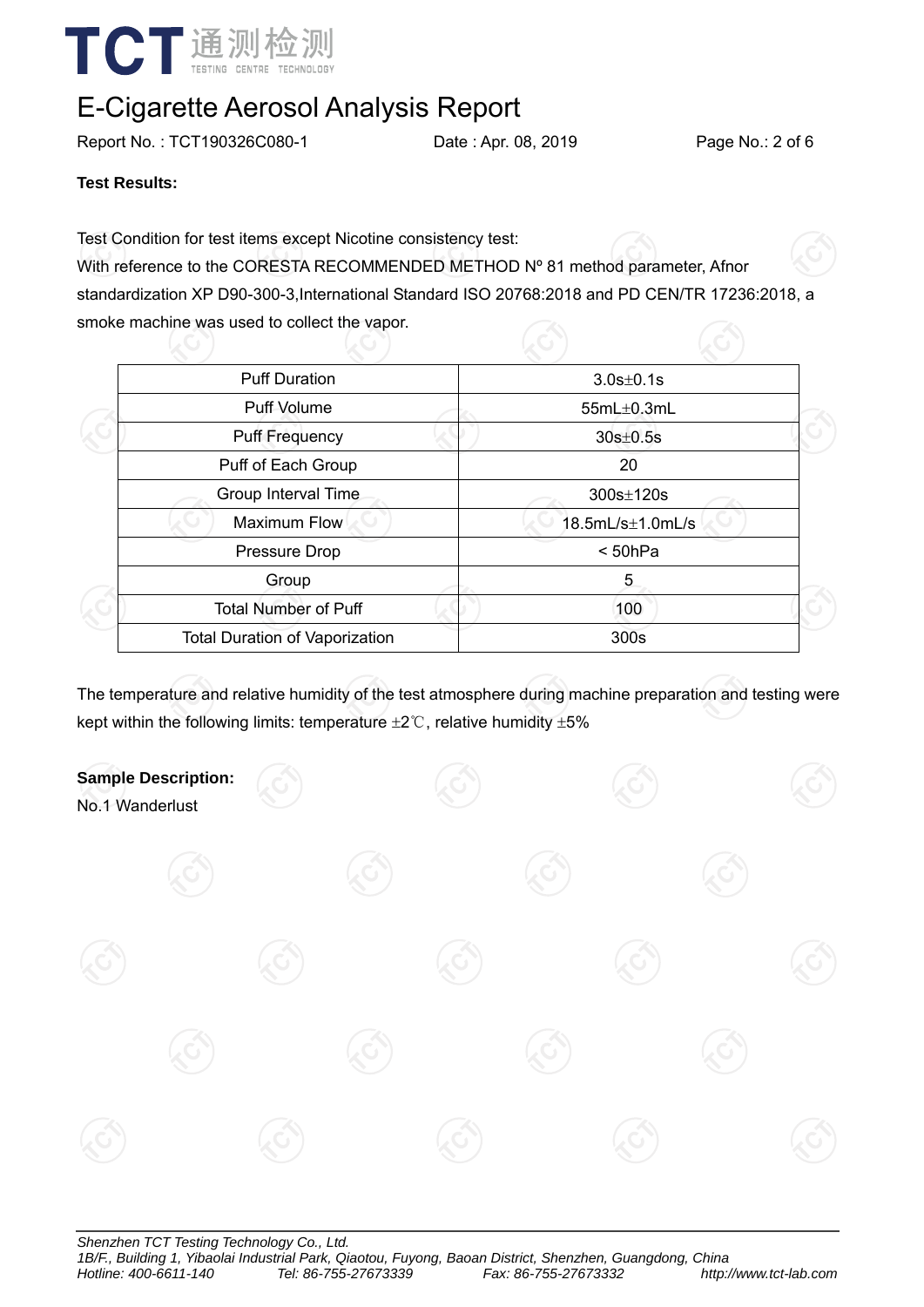# E-Cigarette Aerosol Analysis Report

Report No. : TCT190326C080-1    Date : Apr. 08, 2019

**Test Results:**

Test Condition for test items except Nicotine consistency test:
With reference to the CORESTA RECOMMENDED METHOD Nº 81 method parameter, Afnor standardization XP D90-300-3,International Standard ISO 20768:2018 and PD CEN/TR 17236:2018, a smoke machine was used to collect the vapor.

| Puff Duration | 3.0s±0.1s |
|---|---|
| Puff Volume | 55mL±0.3mL |
| Puff Frequency | 30s±0.5s |
| Puff of Each Group | 20 |
| Group Interval Time | 300s±120s |
| Maximum Flow | 18.5mL/s±1.0mL/s |
| Pressure Drop | < 50hPa |
| Group | 5 |
| Total Number of Puff | 100 |
| Total Duration of Vaporization | 300s |

The temperature and relative humidity of the test atmosphere during machine preparation and testing were kept within the following limits: temperature ±2℃, relative humidity ±5%

**Sample Description:**
No.1 Wanderlust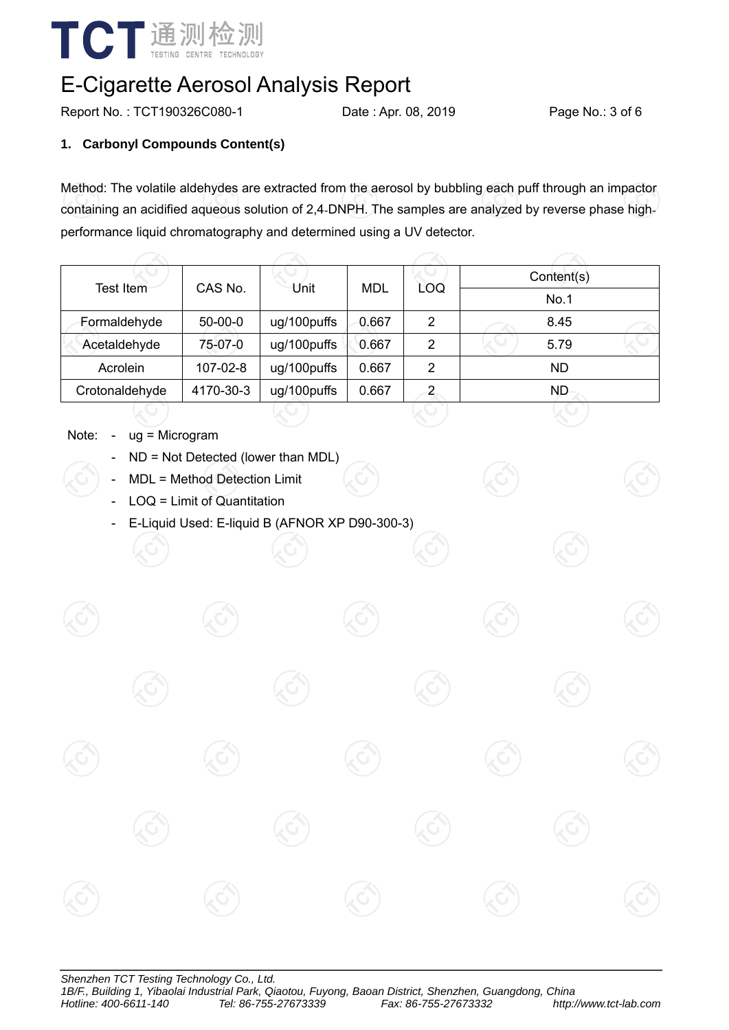# E-Cigarette Aerosol Analysis Report

Report No. : TCT190326C080-1    Date : Apr. 08, 2019

## 1. Carbonyl Compounds Content(s)

Method: The volatile aldehydes are extracted from the aerosol by bubbling each puff through an impactor containing an acidified aqueous solution of 2,4-DNPH. The samples are analyzed by reverse phase high-performance liquid chromatography and determined using a UV detector.

| Test Item | CAS No. | Unit | MDL | LOQ | Content(s) |
|---|---|---|---|---|---|
| | | | | | No.1 |
| Formaldehyde | 50-00-0 | ug/100puffs | 0.667 | 2 | 8.45 |
| Acetaldehyde | 75-07-0 | ug/100puffs | 0.667 | 2 | 5.79 |
| Acrolein | 107-02-8 | ug/100puffs | 0.667 | 2 | ND |
| Crotonaldehyde | 4170-30-3 | ug/100puffs | 0.667 | 2 | ND |

Note:
- ug = Microgram
- ND = Not Detected (lower than MDL)
- MDL = Method Detection Limit
- LOQ = Limit of Quantitation
- E-Liquid Used: E-liquid B (AFNOR XP D90-300-3)

*Shenzhen TCT Testing Technology Co., Ltd.*
*1B/F., Building 1, Yibaolai Industrial Park, Qiaotou, Fuyong, Baoan District, Shenzhen, Guangdong, China*
*Hotline: 400-6611-140    Tel: 86-755-27673339    Fax: 86-755-27673332    http://www.tct-lab.com*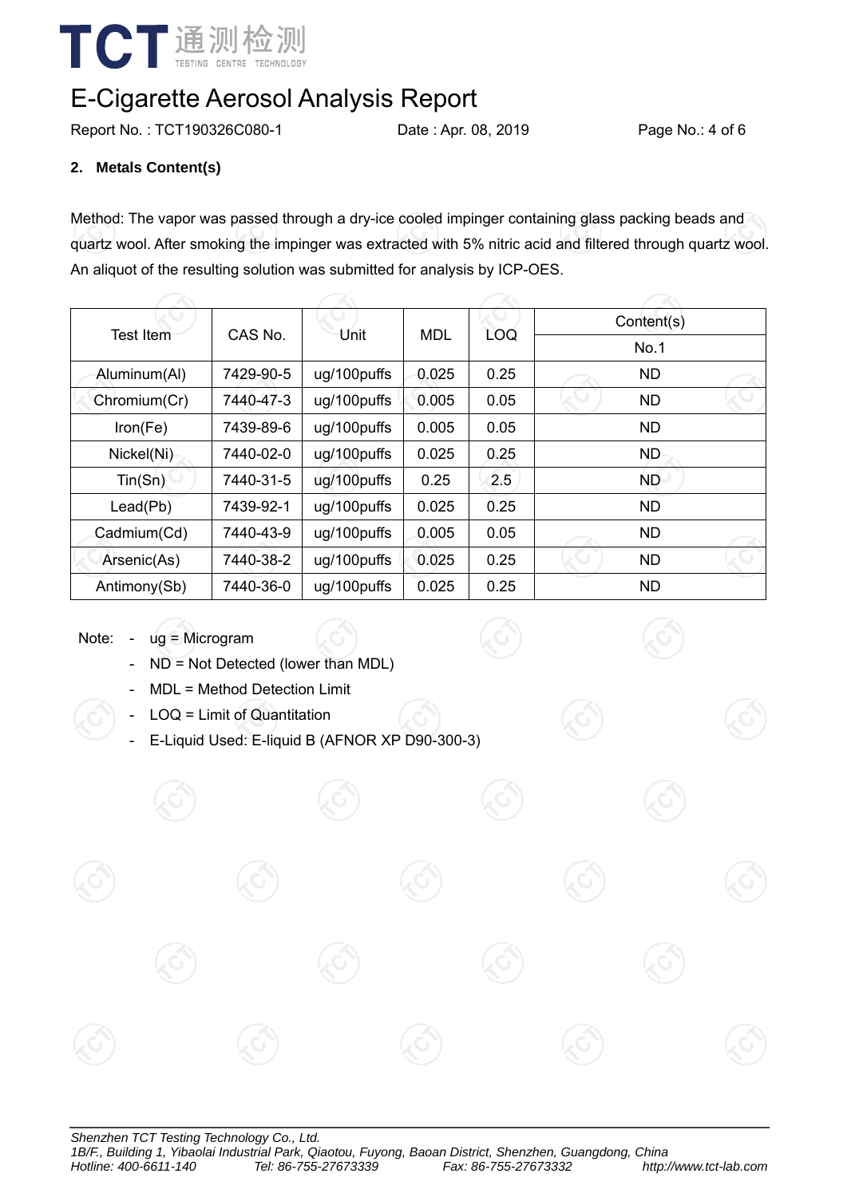# E-Cigarette Aerosol Analysis Report

Report No. : TCT190326C080-1 Date : Apr. 08, 2019

## 2. Metals Content(s)

Method: The vapor was passed through a dry-ice cooled impinger containing glass packing beads and quartz wool. After smoking the impinger was extracted with 5% nitric acid and filtered through quartz wool. An aliquot of the resulting solution was submitted for analysis by ICP-OES.

| Test Item | CAS No. | Unit | MDL | LOQ | Content(s) |
|---|---|---|---|---|---|
| | | | | | No.1 |
| Aluminum(Al) | 7429-90-5 | ug/100puffs | 0.025 | 0.25 | ND |
| Chromium(Cr) | 7440-47-3 | ug/100puffs | 0.005 | 0.05 | ND |
| Iron(Fe) | 7439-89-6 | ug/100puffs | 0.005 | 0.05 | ND |
| Nickel(Ni) | 7440-02-0 | ug/100puffs | 0.025 | 0.25 | ND |
| Tin(Sn) | 7440-31-5 | ug/100puffs | 0.25 | 2.5 | ND |
| Lead(Pb) | 7439-92-1 | ug/100puffs | 0.025 | 0.25 | ND |
| Cadmium(Cd) | 7440-43-9 | ug/100puffs | 0.005 | 0.05 | ND |
| Arsenic(As) | 7440-38-2 | ug/100puffs | 0.025 | 0.25 | ND |
| Antimony(Sb) | 7440-36-0 | ug/100puffs | 0.025 | 0.25 | ND |

Note:
- ug = Microgram
- ND = Not Detected (lower than MDL)
- MDL = Method Detection Limit
- LOQ = Limit of Quantitation
- E-Liquid Used: E-liquid B (AFNOR XP D90-300-3)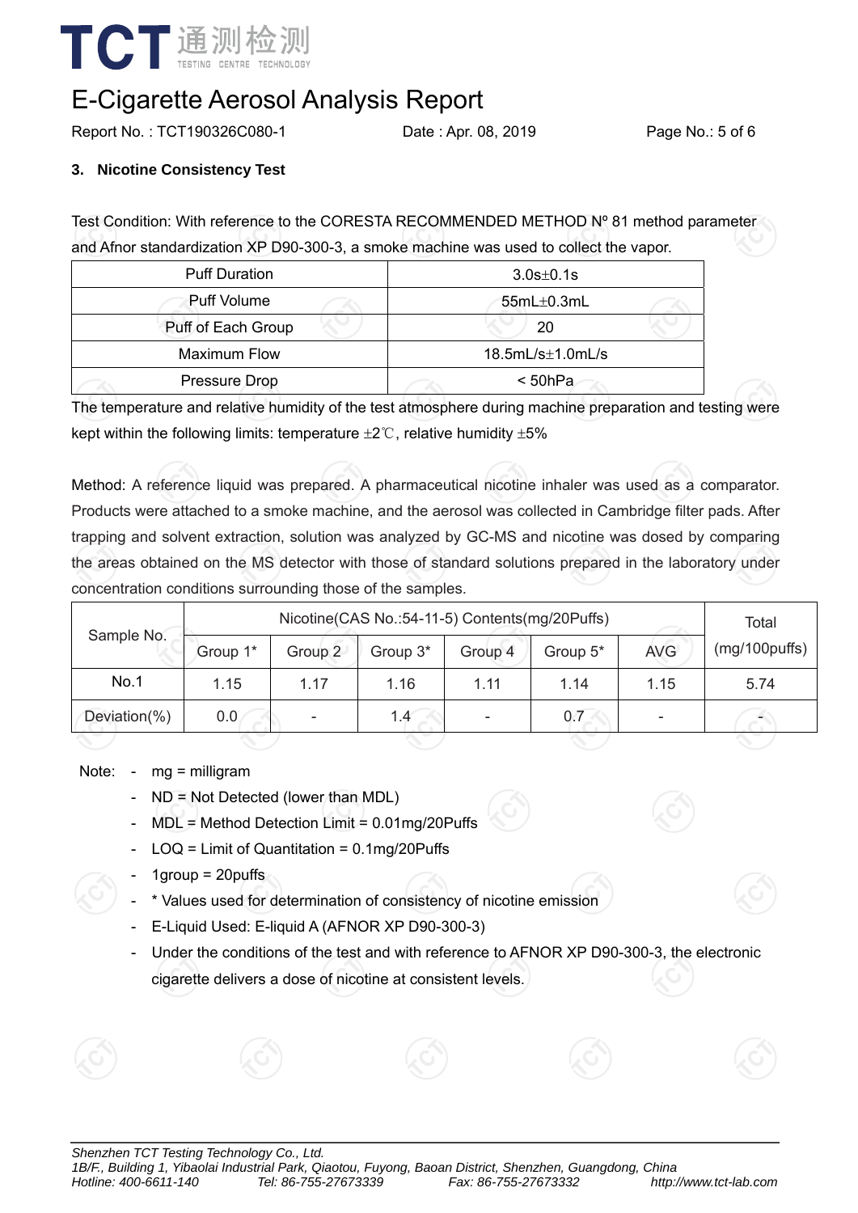## 3. Nicotine Consistency Test

Test Condition: With reference to the CORESTA RECOMMENDED METHOD Nº 81 method parameter and Afnor standardization XP D90-300-3, a smoke machine was used to collect the vapor.

| Puff Duration | 3.0s±0.1s |
|---|---|
| Puff Volume | 55mL±0.3mL |
| Puff of Each Group | 20 |
| Maximum Flow | 18.5mL/s±1.0mL/s |
| Pressure Drop | < 50hPa |

The temperature and relative humidity of the test atmosphere during machine preparation and testing were kept within the following limits: temperature ±2℃, relative humidity ±5%

Method: A reference liquid was prepared. A pharmaceutical nicotine inhaler was used as a comparator. Products were attached to a smoke machine, and the aerosol was collected in Cambridge filter pads. After trapping and solvent extraction, solution was analyzed by GC-MS and nicotine was dosed by comparing the areas obtained on the MS detector with those of standard solutions prepared in the laboratory under concentration conditions surrounding those of the samples.

| Sample No. | Nicotine(CAS No.:54-11-5) Contents(mg/20Puffs) | | | | | | Total (mg/100puffs) |
|---|---|---|---|---|---|---|---|
| | Group 1* | Group 2 | Group 3* | Group 4 | Group 5* | AVG | |
| No.1 | 1.15 | 1.17 | 1.16 | 1.11 | 1.14 | 1.15 | 5.74 |
| Deviation(%) | 0.0 | - | 1.4 | - | 0.7 | - | - |

Note:
- mg = milligram
- ND = Not Detected (lower than MDL)
- MDL = Method Detection Limit = 0.01mg/20Puffs
- LOQ = Limit of Quantitation = 0.1mg/20Puffs
- 1group = 20puffs
- * Values used for determination of consistency of nicotine emission
- E-Liquid Used: E-liquid A (AFNOR XP D90-300-3)
- Under the conditions of the test and with reference to AFNOR XP D90-300-3, the electronic cigarette delivers a dose of nicotine at consistent levels.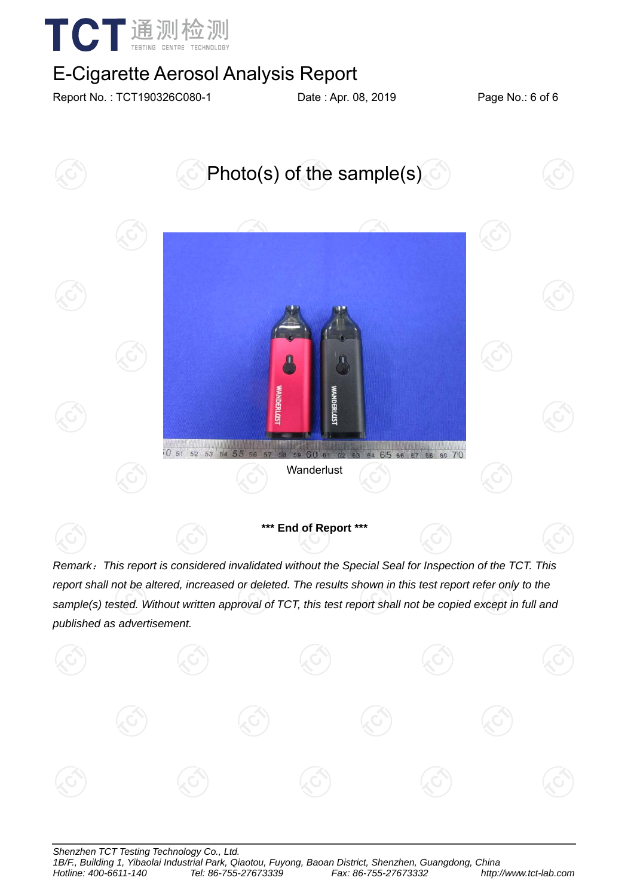# E-Cigarette Aerosol Analysis Report

Report No. : TCT190326C080-1 | Date : Apr. 08, 2019

## Photo(s) of the sample(s)

Wanderlust

**\*\*\* End of Report \*\*\***

*Remark：This report is considered invalidated without the Special Seal for Inspection of the TCT. This report shall not be altered, increased or deleted. The results shown in this test report refer only to the sample(s) tested. Without written approval of TCT, this test report shall not be copied except in full and published as advertisement.*